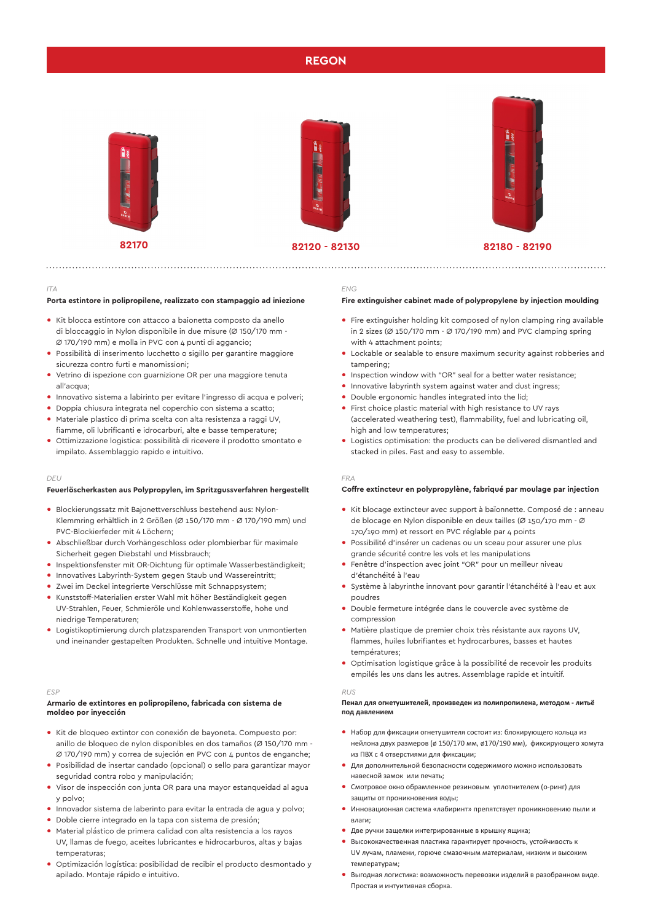# REGON

82170

82120 - 82130

82180 - 82190

*ITA*

**Porta estintore in polipropilene, realizzato con stampaggio ad iniezione**

- Kit blocca estintore con attacco a baionetta composto da anello di bloccaggio in Nylon disponibile in due misure (Ø 150/170 mm - Ø 170/190 mm) e molla in PVC con 4 punti di aggancio;
- Possibilità di inserimento lucchetto o sigillo per garantire maggiore sicurezza contro furti e manomissioni;
- Vetrino di ispezione con guarnizione OR per una maggiore tenuta all'acqua;
- Innovativo sistema a labirinto per evitare l'ingresso di acqua e polveri;
- Doppia chiusura integrata nel coperchio con sistema a scatto;
- Materiale plastico di prima scelta con alta resistenza a raggi UV, fiamme, oli lubrificanti e idrocarburi, alte e basse temperature;
- Ottimizzazione logistica: possibilità di ricevere il prodotto smontato e impilato. Assemblaggio rapido e intuitivo.

*ENG*

**Fire extinguisher cabinet made of polypropylene by injection moulding**

- Fire extinguisher holding kit composed of nylon clamping ring available in 2 sizes (Ø 150/170 mm - Ø 170/190 mm) and PVC clamping spring with 4 attachment points;
- Lockable or sealable to ensure maximum security against robberies and tampering;
- Inspection window with "OR" seal for a better water resistance;
- Innovative labyrinth system against water and dust ingress;
- Double ergonomic handles integrated into the lid;
- First choice plastic material with high resistance to UV rays (accelerated weathering test), flammability, fuel and lubricating oil, high and low temperatures;
- Logistics optimisation: the products can be delivered dismantled and stacked in piles. Fast and easy to assemble.

*DEU*

**Feuerlöscherkasten aus Polypropylen, im Spritzgussverfahren hergestellt**

- Blockierungssatz mit Bajonettverschluss bestehend aus: Nylon-Klemmring erhältlich in 2 Größen (Ø 150/170 mm - Ø 170/190 mm) und PVC-Blockierfeder mit 4 Löchern;
- Abschließbar durch Vorhängeschloss oder plombierbar für maximale Sicherheit gegen Diebstahl und Missbrauch;
- Inspektionsfenster mit OR-Dichtung für optimale Wasserbeständigkeit;
- Innovatives Labyrinth-System gegen Staub und Wassereintritt;
- Zwei im Deckel integrierte Verschlüsse mit Schnappsystem;
- Kunststoff-Materialien erster Wahl mit höher Beständigkeit gegen UV-Strahlen, Feuer, Schmieröle und Kohlenwasserstoffe, hohe und niedrige Temperaturen;
- Logistikoptimierung durch platzsparenden Transport von unmontierten und ineinander gestapelten Produkten. Schnelle und intuitive Montage.

*FRA*

**Coffre extincteur en polypropylène, fabriqué par moulage par injection**

- Kit blocage extincteur avec support à baïonnette. Composé de : anneau de blocage en Nylon disponible en deux tailles (Ø 150/170 mm - Ø 170/190 mm) et ressort en PVC réglable par 4 points
- Possibilité d'insérer un cadenas ou un sceau pour assurer une plus grande sécurité contre les vols et les manipulations
- Fenêtre d'inspection avec joint "OR" pour un meilleur niveau d'étanchéité à l'eau
- Système à labyrinthe innovant pour garantir l'étanchéité à l'eau et aux poudres
- Double fermeture intégrée dans le couvercle avec système de compression
- Matière plastique de premier choix très résistante aux rayons UV, flammes, huiles lubrifiantes et hydrocarbures, basses et hautes températures;
- Optimisation logistique grâce à la possibilité de recevoir les produits empilés les uns dans les autres. Assemblage rapide et intuitif.

*ESP*

**Armario de extintores en polipropileno, fabricada con sistema de moldeo por inyección**

- Kit de bloqueo extintor con conexión de bayoneta. Compuesto por: anillo de bloqueo de nylon disponibles en dos tamaños (Ø 150/170 mm - Ø 170/190 mm) y correa de sujeción en PVC con 4 puntos de enganche;
- Posibilidad de insertar candado (opcional) o sello para garantizar mayor seguridad contra robo y manipulación;
- Visor de inspección con junta OR para una mayor estanqueidad al agua y polvo;
- Innovador sistema de laberinto para evitar la entrada de agua y polvo;
- Doble cierre integrado en la tapa con sistema de presión;
- Material plástico de primera calidad con alta resistencia a los rayos UV, llamas de fuego, aceites lubricantes e hidrocarburos, altas y bajas temperaturas;
- Optimización logística: posibilidad de recibir el producto desmontado y apilado. Montaje rápido e intuitivo.

*RUS*

**Пенал для огнетушителей, произведен из полипропилена, методом - литьё под давлением**

- Набор для фиксации огнетушителя состоит из: блокирующего кольца из нейлона двух размеров (ø 150/170 мм, ø170/190 мм), фиксирующего хомута из ПВХ с 4 отверстиями для фиксации;
- Для дополнительной безопасности содержимого можно использовать навесной замок или печать;
- Смотровое окно обрамленное резиновым уплотнителем (о-ринг) для защиты от проникновения воды;
- Инновационная система «лабиринт» препятствует проникновению пыли и влаги;
- Две ручки защелки интегрированные в крышку ящика;
- Высококачественная пластика гарантирует прочность, устойчивость к UV лучам, пламени, горюче смазочным материалам, низким и высоким температурам;
- Выгодная логистика: возможность перевозки изделий в разобранном виде. Простая и интуитивная сборка.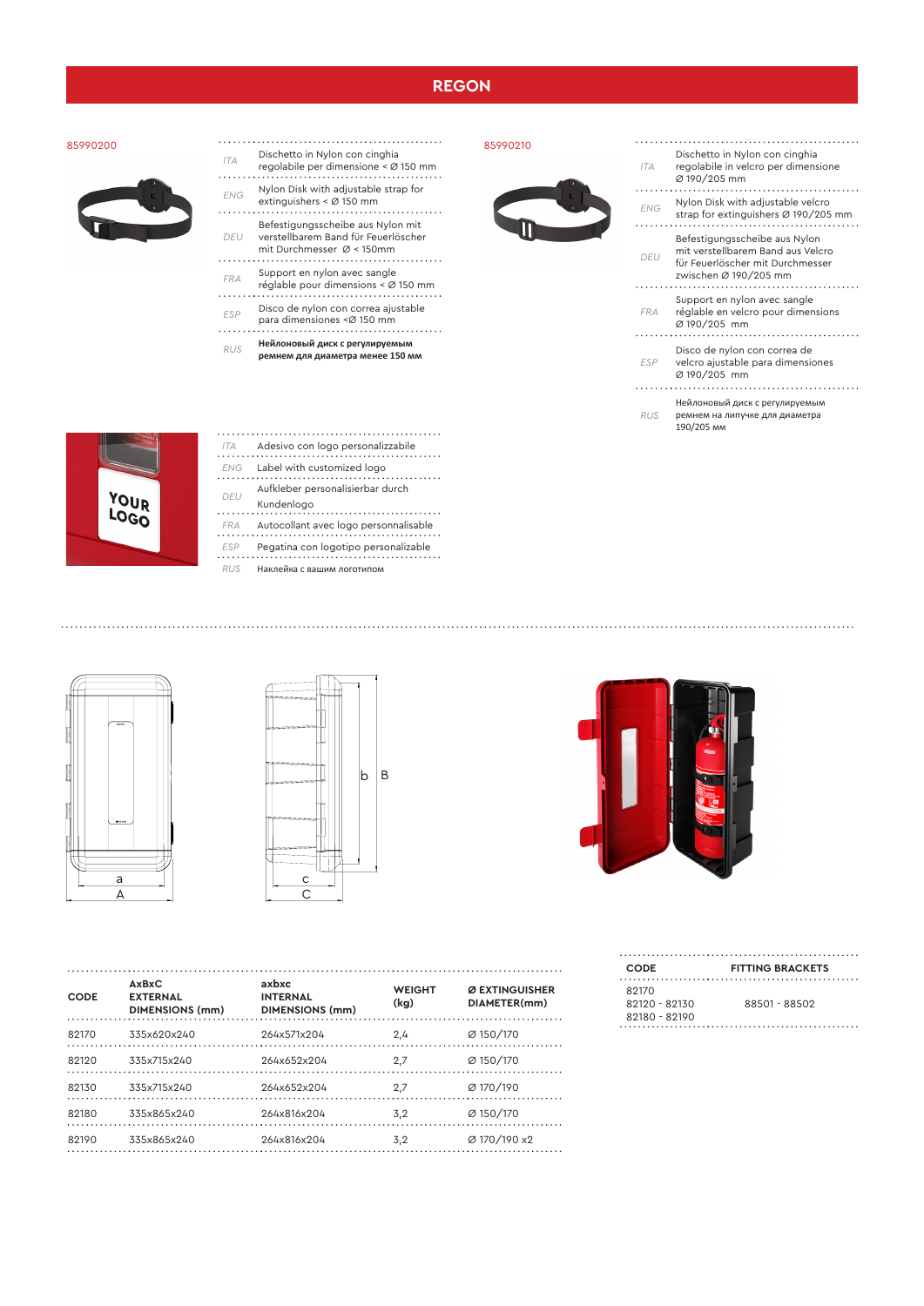# REGON

85990200

| | |
|---|---|
| ITA | Dischetto in Nylon con cinghia regolabile per dimensione < Ø 150 mm |
| ENG | Nylon Disk with adjustable strap for extinguishers < Ø 150 mm |
| DEU | Befestigungsscheibe aus Nylon mit verstellbarem Band für Feuerlöscher mit Durchmesser Ø < 150mm |
| FRA | Support en nylon avec sangle réglable pour dimensions < Ø 150 mm |
| ESP | Disco de nylon con correa ajustable para dimensiones <Ø 150 mm |
| RUS | **Нейлоновый диск с регулируемым ремнем для диаметра менее 150 мм** |

85990210

| | |
|---|---|
| ITA | Dischetto in Nylon con cinghia regolabile in velcro per dimensione Ø 190/205 mm |
| ENG | Nylon Disk with adjustable velcro strap for extinguishers Ø 190/205 mm |
| DEU | Befestigungsscheibe aus Nylon mit verstellbarem Band aus Velcro für Feuerlöscher mit Durchmesser zwischen Ø 190/205 mm |
| FRA | Support en nylon avec sangle réglable en velcro pour dimensions Ø 190/205 mm |
| ESP | Disco de nylon con correa de velcro ajustable para dimensiones Ø 190/205 mm |
| RUS | Нейлоновый диск с регулируемым ремнем на липучке для диаметра 190/205 мм |

YOUR LOGO

| | |
|---|---|
| ITA | Adesivo con logo personalizzabile |
| ENG | Label with customized logo |
| DEU | Aufkleber personalisierbar durch Kundenlogo |
| FRA | Autocollant avec logo personnalisable |
| ESP | Pegatina con logotipo personalizable |
| RUS | Наклейка с вашим логотипом |

| CODE | AxBxC EXTERNAL DIMENSIONS (mm) | axbxc INTERNAL DIMENSIONS (mm) | WEIGHT (kg) | Ø EXTINGUISHER DIAMETER(mm) |
|---|---|---|---|---|
| 82170 | 335x620x240 | 264x571x204 | 2,4 | Ø 150/170 |
| 82120 | 335x715x240 | 264x652x204 | 2,7 | Ø 150/170 |
| 82130 | 335x715x240 | 264x652x204 | 2,7 | Ø 170/190 |
| 82180 | 335x865x240 | 264x816x204 | 3,2 | Ø 150/170 |
| 82190 | 335x865x240 | 264x816x204 | 3,2 | Ø 170/190 x2 |

| CODE | FITTING BRACKETS |
|---|---|
| 82170<br>82120 - 82130<br>82180 - 82190 | 88501 - 88502 |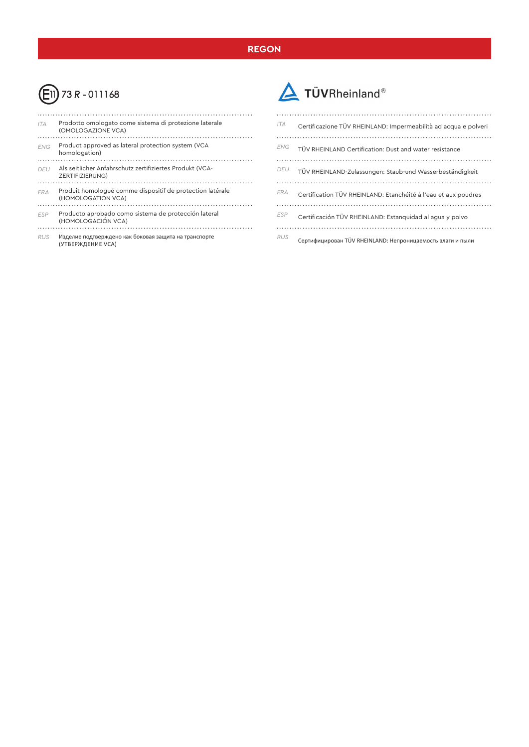# REGON

E11 73 R - 011168

| | |
|---|---|
| ITA | Prodotto omologato come sistema di protezione laterale (OMOLOGAZIONE VCA) |
| ENG | Product approved as lateral protection system (VCA homologation) |
| DEU | Als seitlicher Anfahrschutz zertifiziertes Produkt (VCA-ZERTIFIZIERUNG) |
| FRA | Produit homologué comme dispositif de protection latérale (HOMOLOGATION VCA) |
| ESP | Producto aprobado como sistema de protección lateral (HOMOLOGACIÓN VCA) |
| RUS | Изделие подтверждено как боковая защита на транспорте (УТВЕРЖДЕНИЕ VCA) |

TÜVRheinland®

| | |
|---|---|
| ITA | Certificazione TÜV RHEINLAND: Impermeabilità ad acqua e polveri |
| ENG | TÜV RHEINLAND Certification: Dust and water resistance |
| DEU | TÜV RHEINLAND-Zulassungen: Staub-und Wasserbeständigkeit |
| FRA | Certification TÜV RHEINLAND: Etanchéité à l'eau et aux poudres |
| ESP | Certificación TÜV RHEINLAND: Estanquidad al agua y polvo |
| RUS | Сертифицирован TÜV RHEINLAND: Непроницаемость влаги и пыли |